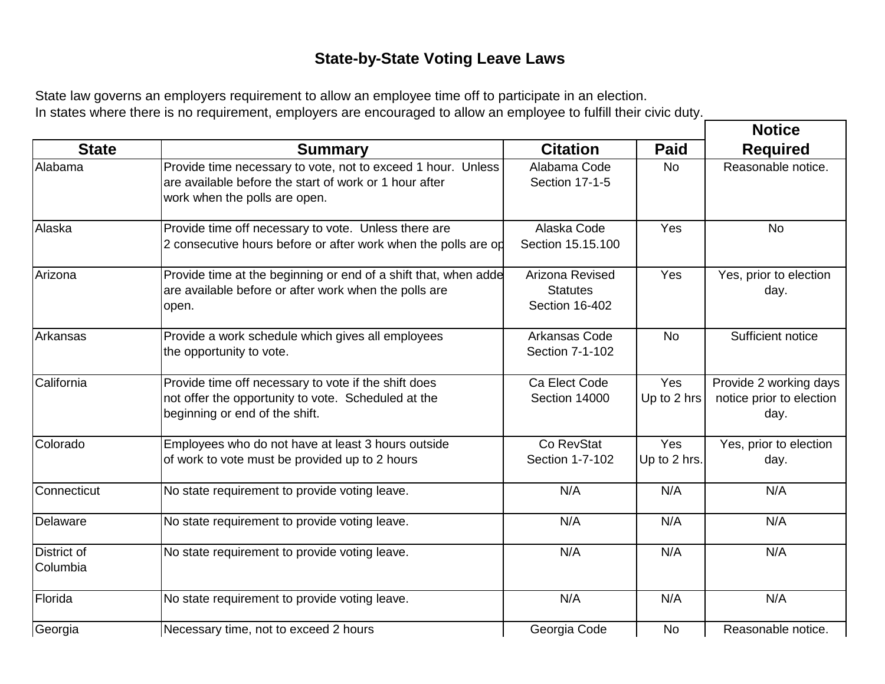# State-by-State Voting Leave Laws

State law governs an employers requirement to allow an employee time off to participate in an election.
In states where there is no requirement, employers are encouraged to allow an employee to fulfill their civic duty.

| State | Summary | Citation | Paid | Notice Required |
|---|---|---|---|---|
| Alabama | Provide time necessary to vote, not to exceed 1 hour. Unless are available before the start of work or 1 hour after work when the polls are open. | Alabama Code Section 17-1-5 | No | Reasonable notice. |
| Alaska | Provide time off necessary to vote. Unless there are 2 consecutive hours before or after work when the polls are op | Alaska Code Section 15.15.100 | Yes | No |
| Arizona | Provide time at the beginning or end of a shift that, when adde are available before or after work when the polls are open. | Arizona Revised Statutes Section 16-402 | Yes | Yes, prior to election day. |
| Arkansas | Provide a work schedule which gives all employees the opportunity to vote. | Arkansas Code Section 7-1-102 | No | Sufficient notice |
| California | Provide time off necessary to vote if the shift does not offer the opportunity to vote. Scheduled at the beginning or end of the shift. | Ca Elect Code Section 14000 | Yes Up to 2 hrs | Provide 2 working days notice prior to election day. |
| Colorado | Employees who do not have at least 3 hours outside of work to vote must be provided up to 2 hours | Co RevStat Section 1-7-102 | Yes Up to 2 hrs. | Yes, prior to election day. |
| Connecticut | No state requirement to provide voting leave. | N/A | N/A | N/A |
| Delaware | No state requirement to provide voting leave. | N/A | N/A | N/A |
| District of Columbia | No state requirement to provide voting leave. | N/A | N/A | N/A |
| Florida | No state requirement to provide voting leave. | N/A | N/A | N/A |
| Georgia | Necessary time, not to exceed 2 hours | Georgia Code | No | Reasonable notice. |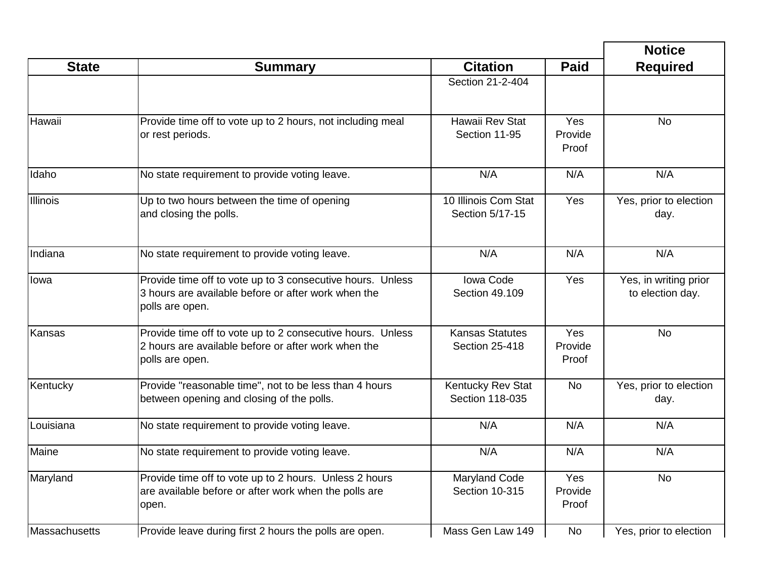| State | Summary | Citation | Paid | Notice Required |
|---|---|---|---|---|
| | | Section 21-2-404 | | |
| Hawaii | Provide time off to vote up to 2 hours, not including meal or rest periods. | Hawaii Rev Stat Section 11-95 | Yes Provide Proof | No |
| Idaho | No state requirement to provide voting leave. | N/A | N/A | N/A |
| Illinois | Up to two hours between the time of opening and closing the polls. | 10 Illinois Com Stat Section 5/17-15 | Yes | Yes, prior to election day. |
| Indiana | No state requirement to provide voting leave. | N/A | N/A | N/A |
| Iowa | Provide time off to vote up to 3 consecutive hours. Unless 3 hours are available before or after work when the polls are open. | Iowa Code Section 49.109 | Yes | Yes, in writing prior to election day. |
| Kansas | Provide time off to vote up to 2 consecutive hours. Unless 2 hours are available before or after work when the polls are open. | Kansas Statutes Section 25-418 | Yes Provide Proof | No |
| Kentucky | Provide "reasonable time", not to be less than 4 hours between opening and closing of the polls. | Kentucky Rev Stat Section 118-035 | No | Yes, prior to election day. |
| Louisiana | No state requirement to provide voting leave. | N/A | N/A | N/A |
| Maine | No state requirement to provide voting leave. | N/A | N/A | N/A |
| Maryland | Provide time off to vote up to 2 hours. Unless 2 hours are available before or after work when the polls are open. | Maryland Code Section 10-315 | Yes Provide Proof | No |
| Massachusetts | Provide leave during first 2 hours the polls are open. | Mass Gen Law 149 | No | Yes, prior to election |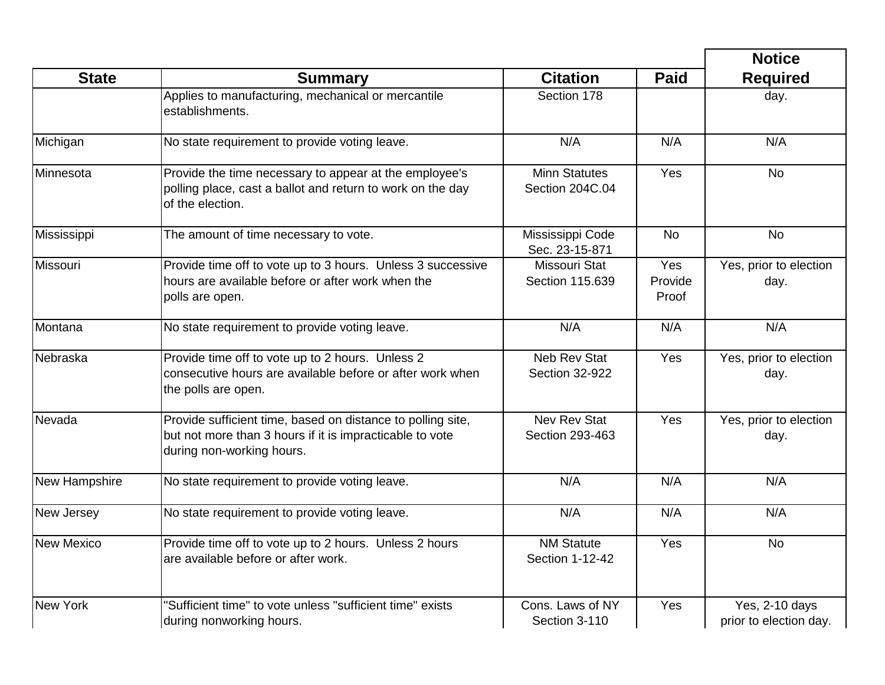| State | Summary | Citation | Paid | Notice Required |
| --- | --- | --- | --- | --- |
| | Applies to manufacturing, mechanical or mercantile establishments. | Section 178 | | day. |
| Michigan | No state requirement to provide voting leave. | N/A | N/A | N/A |
| Minnesota | Provide the time necessary to appear at the employee's polling place, cast a ballot and return to work on the day of the election. | Minn Statutes Section 204C.04 | Yes | No |
| Mississippi | The amount of time necessary to vote. | Mississippi Code Sec. 23-15-871 | No | No |
| Missouri | Provide time off to vote up to 3 hours. Unless 3 successive hours are available before or after work when the polls are open. | Missouri Stat Section 115.639 | Yes Provide Proof | Yes, prior to election day. |
| Montana | No state requirement to provide voting leave. | N/A | N/A | N/A |
| Nebraska | Provide time off to vote up to 2 hours. Unless 2 consecutive hours are available before or after work when the polls are open. | Neb Rev Stat Section 32-922 | Yes | Yes, prior to election day. |
| Nevada | Provide sufficient time, based on distance to polling site, but not more than 3 hours if it is impracticable to vote during non-working hours. | Nev Rev Stat Section 293-463 | Yes | Yes, prior to election day. |
| New Hampshire | No state requirement to provide voting leave. | N/A | N/A | N/A |
| New Jersey | No state requirement to provide voting leave. | N/A | N/A | N/A |
| New Mexico | Provide time off to vote up to 2 hours. Unless 2 hours are available before or after work. | NM Statute Section 1-12-42 | Yes | No |
| New York | "Sufficient time" to vote unless "sufficient time" exists during nonworking hours. | Cons. Laws of NY Section 3-110 | Yes | Yes, 2-10 days prior to election day. |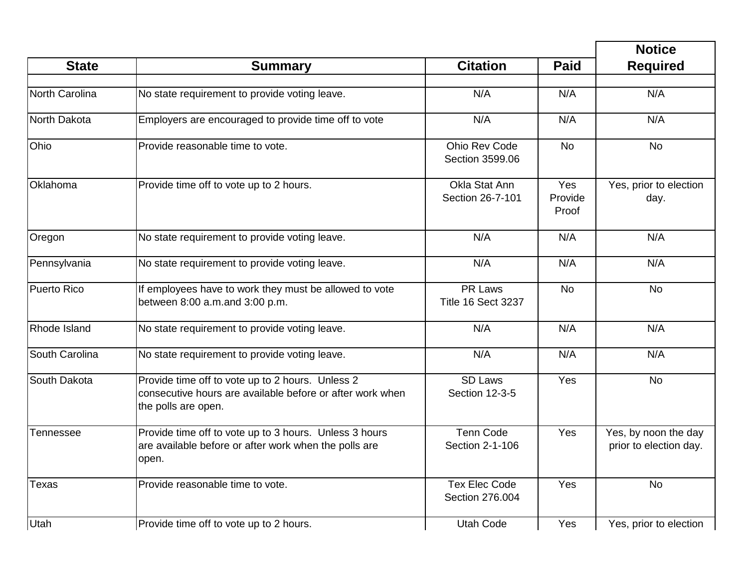| State | Summary | Citation | Paid | Notice Required |
|---|---|---|---|---|
| | | | | |
| North Carolina | No state requirement to provide voting leave. | N/A | N/A | N/A |
| North Dakota | Employers are encouraged to provide time off to vote | N/A | N/A | N/A |
| Ohio | Provide reasonable time to vote. | Ohio Rev Code Section 3599.06 | No | No |
| Oklahoma | Provide time off to vote up to 2 hours. | Okla Stat Ann Section 26-7-101 | Yes Provide Proof | Yes, prior to election day. |
| Oregon | No state requirement to provide voting leave. | N/A | N/A | N/A |
| Pennsylvania | No state requirement to provide voting leave. | N/A | N/A | N/A |
| Puerto Rico | If employees have to work they must be allowed to vote between 8:00 a.m.and 3:00 p.m. | PR Laws Title 16 Sect 3237 | No | No |
| Rhode Island | No state requirement to provide voting leave. | N/A | N/A | N/A |
| South Carolina | No state requirement to provide voting leave. | N/A | N/A | N/A |
| South Dakota | Provide time off to vote up to 2 hours. Unless 2 consecutive hours are available before or after work when the polls are open. | SD Laws Section 12-3-5 | Yes | No |
| Tennessee | Provide time off to vote up to 3 hours. Unless 3 hours are available before or after work when the polls are open. | Tenn Code Section 2-1-106 | Yes | Yes, by noon the day prior to election day. |
| Texas | Provide reasonable time to vote. | Tex Elec Code Section 276.004 | Yes | No |
| Utah | Provide time off to vote up to 2 hours. | Utah Code | Yes | Yes, prior to election |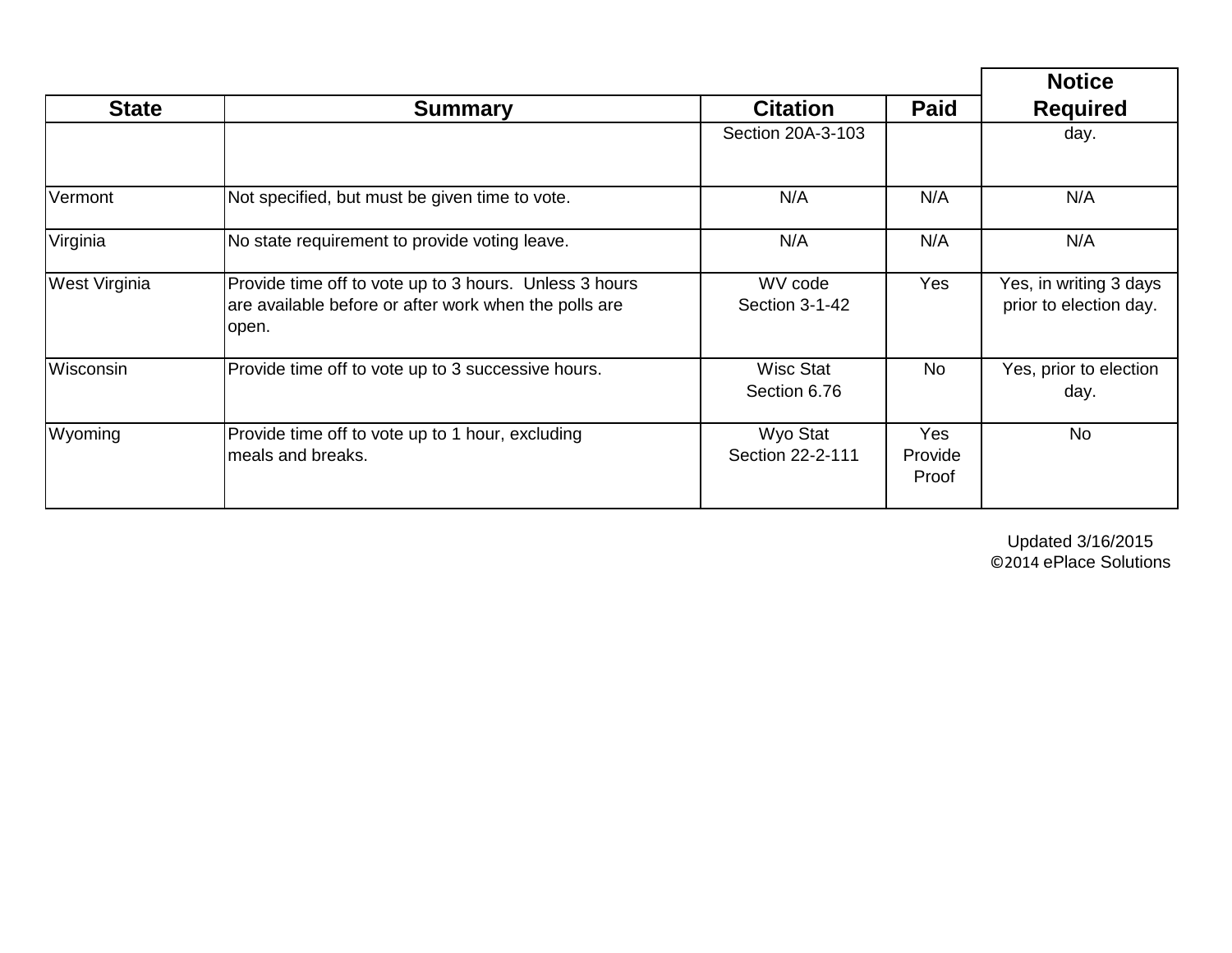| State | Summary | Citation | Paid | Notice Required |
|---|---|---|---|---|
| | | Section 20A-3-103 | | day. |
| Vermont | Not specified, but must be given time to vote. | N/A | N/A | N/A |
| Virginia | No state requirement to provide voting leave. | N/A | N/A | N/A |
| West Virginia | Provide time off to vote up to 3 hours. Unless 3 hours are available before or after work when the polls are open. | WV code Section 3-1-42 | Yes | Yes, in writing 3 days prior to election day. |
| Wisconsin | Provide time off to vote up to 3 successive hours. | Wisc Stat Section 6.76 | No | Yes, prior to election day. |
| Wyoming | Provide time off to vote up to 1 hour, excluding meals and breaks. | Wyo Stat Section 22-2-111 | Yes Provide Proof | No |

Updated 3/16/2015
©2014 ePlace Solutions